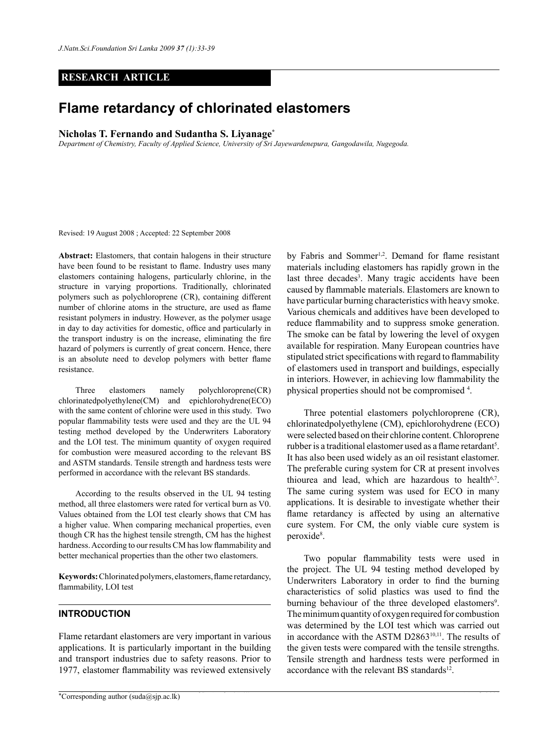RESEARCH ARTICLE

# Flame retardancy of chlorinated elastomers

**Nicholas T. Fernando and Sudantha S. Liyanage***

*Department of Chemistry, Faculty of Applied Science, University of Sri Jayewardenepura, Gangodawila, Nugegoda.*

Revised: 19 August 2008 ; Accepted: 22 September 2008

**Abstract:** Elastomers, that contain halogens in their structure have been found to be resistant to flame. Industry uses many elastomers containing halogens, particularly chlorine, in the structure in varying proportions. Traditionally, chlorinated polymers such as polychloroprene (CR), containing different number of chlorine atoms in the structure, are used as flame resistant polymers in industry. However, as the polymer usage in day to day activities for domestic, office and particularly in the transport industry is on the increase, eliminating the fire hazard of polymers is currently of great concern. Hence, there is an absolute need to develop polymers with better flame resistance.

Three elastomers namely polychloroprene(CR) chlorinatedpolyethylene(CM) and epichlorohydrene(ECO) with the same content of chlorine were used in this study. Two popular flammability tests were used and they are the UL 94 testing method developed by the Underwriters Laboratory and the LOI test. The minimum quantity of oxygen required for combustion were measured according to the relevant BS and ASTM standards. Tensile strength and hardness tests were performed in accordance with the relevant BS standards.

According to the results observed in the UL 94 testing method, all three elastomers were rated for vertical burn as V0. Values obtained from the LOI test clearly shows that CM has a higher value. When comparing mechanical properties, even though CR has the highest tensile strength, CM has the highest hardness. According to our results CM has low flammability and better mechanical properties than the other two elastomers.

**Keywords:** Chlorinated polymers, elastomers, flame retardancy, flammability, LOI test

## INTRODUCTION

Flame retardant elastomers are very important in various applications. It is particularly important in the building and transport industries due to safety reasons. Prior to 1977, elastomer flammability was reviewed extensively by Fabris and Sommer[1,2]. Demand for flame resistant materials including elastomers has rapidly grown in the last three decades[3]. Many tragic accidents have been caused by flammable materials. Elastomers are known to have particular burning characteristics with heavy smoke. Various chemicals and additives have been developed to reduce flammability and to suppress smoke generation. The smoke can be fatal by lowering the level of oxygen available for respiration. Many European countries have stipulated strict specifications with regard to flammability of elastomers used in transport and buildings, especially in interiors. However, in achieving low flammability the physical properties should not be compromised [4].

Three potential elastomers polychloroprene (CR), chlorinatedpolyethylene (CM), epichlorohydrene (ECO) were selected based on their chlorine content. Chloroprene rubber is a traditional elastomer used as a flame retardant[5]. It has also been used widely as an oil resistant elastomer. The preferable curing system for CR at present involves thiourea and lead, which are hazardous to health[6,7]. The same curing system was used for ECO in many applications. It is desirable to investigate whether their flame retardancy is affected by using an alternative cure system. For CM, the only viable cure system is peroxide[8].

Two popular flammability tests were used in the project. The UL 94 testing method developed by Underwriters Laboratory in order to find the burning characteristics of solid plastics was used to find the burning behaviour of the three developed elastomers[9]. The minimum quantity of oxygen required for combustion was determined by the LOI test which was carried out in accordance with the ASTM D2863[10,11]. The results of the given tests were compared with the tensile strengths. Tensile strength and hardness tests were performed in accordance with the relevant BS standards[12].

*Corresponding author (suda@sjp.ac.lk)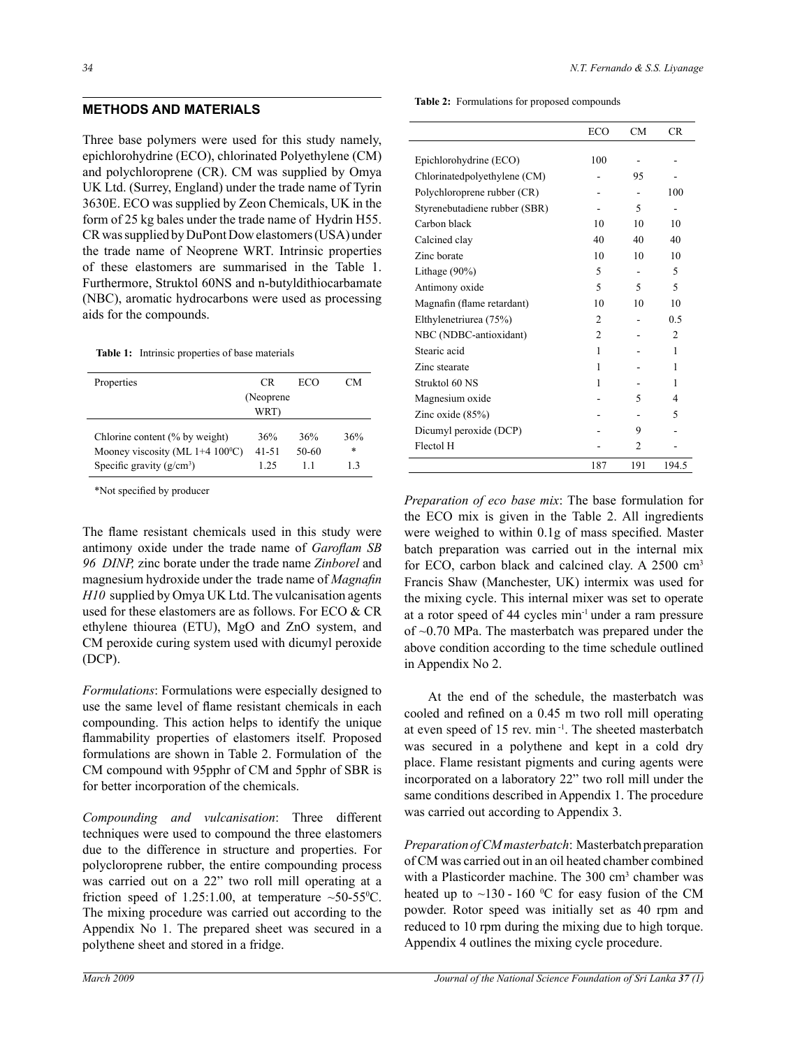## METHODS AND MATERIALS

Three base polymers were used for this study namely, epichlorohydrine (ECO), chlorinated Polyethylene (CM) and polychloroprene (CR). CM was supplied by Omya UK Ltd. (Surrey, England) under the trade name of Tyrin 3630E. ECO was supplied by Zeon Chemicals, UK in the form of 25 kg bales under the trade name of Hydrin H55. CR was supplied by DuPont Dow elastomers (USA) under the trade name of Neoprene WRT. Intrinsic properties of these elastomers are summarised in the Table 1. Furthermore, Struktol 60NS and n-butyldithiocarbamate (NBC), aromatic hydrocarbons were used as processing aids for the compounds.

**Table 1:** Intrinsic properties of base materials

| Properties | CR (Neoprene WRT) | ECO | CM |
|---|---|---|---|
| Chlorine content (% by weight) | 36% | 36% | 36% |
| Mooney viscosity (ML 1+4 100°C) | 41-51 | 50-60 | * |
| Specific gravity (g/cm$^3$) | 1.25 | 1.1 | 1.3 |

*Not specified by producer

The flame resistant chemicals used in this study were antimony oxide under the trade name of *Garoflam SB 96 DINP,* zinc borate under the trade name *Zinborel* and magnesium hydroxide under the trade name of *Magnafin H10* supplied by Omya UK Ltd. The vulcanisation agents used for these elastomers are as follows. For ECO & CR ethylene thiourea (ETU), MgO and ZnO system, and CM peroxide curing system used with dicumyl peroxide (DCP).

*Formulations*: Formulations were especially designed to use the same level of flame resistant chemicals in each compounding. This action helps to identify the unique flammability properties of elastomers itself. Proposed formulations are shown in Table 2. Formulation of the CM compound with 95pphr of CM and 5pphr of SBR is for better incorporation of the chemicals.

*Compounding and vulcanisation*: Three different techniques were used to compound the three elastomers due to the difference in structure and properties. For polycloroprene rubber, the entire compounding process was carried out on a 22" two roll mill operating at a friction speed of 1.25:1.00, at temperature ~50-55°C. The mixing procedure was carried out according to the Appendix No 1. The prepared sheet was secured in a polythene sheet and stored in a fridge.

**Table 2:** Formulations for proposed compounds

| | ECO | CM | CR |
|---|---|---|---|
| Epichlorohydrine (ECO) | 100 | - | - |
| Chlorinatedpolyethylene (CM) | - | 95 | - |
| Polychloroprene rubber (CR) | - | - | 100 |
| Styrenebutadiene rubber (SBR) | - | 5 | - |
| Carbon black | 10 | 10 | 10 |
| Calcined clay | 40 | 40 | 40 |
| Zinc borate | 10 | 10 | 10 |
| Lithage (90%) | 5 | - | 5 |
| Antimony oxide | 5 | 5 | 5 |
| Magnafin (flame retardant) | 10 | 10 | 10 |
| Elthylenetriurea (75%) | 2 | - | 0.5 |
| NBC (NDBC-antioxidant) | 2 | - | 2 |
| Stearic acid | 1 | - | 1 |
| Zinc stearate | 1 | - | 1 |
| Struktol 60 NS | 1 | - | 1 |
| Magnesium oxide | - | 5 | 4 |
| Zinc oxide (85%) | - | - | 5 |
| Dicumyl peroxide (DCP) | - | 9 | - |
| Flectol H | - | 2 | - |
| | 187 | 191 | 194.5 |

*Preparation of eco base mix*: The base formulation for the ECO mix is given in the Table 2. All ingredients were weighed to within 0.1g of mass specified. Master batch preparation was carried out in the internal mix for ECO, carbon black and calcined clay. A 2500 cm$^3$ Francis Shaw (Manchester, UK) intermix was used for the mixing cycle. This internal mixer was set to operate at a rotor speed of 44 cycles min$^{-1}$ under a ram pressure of ~0.70 MPa. The masterbatch was prepared under the above condition according to the time schedule outlined in Appendix No 2.

At the end of the schedule, the masterbatch was cooled and refined on a 0.45 m two roll mill operating at even speed of 15 rev. min$^{-1}$. The sheeted masterbatch was secured in a polythene and kept in a cold dry place. Flame resistant pigments and curing agents were incorporated on a laboratory 22" two roll mill under the same conditions described in Appendix 1. The procedure was carried out according to Appendix 3.

*Preparation of CM masterbatch*: Masterbatch preparation of CM was carried out in an oil heated chamber combined with a Plasticorder machine. The 300 cm$^3$ chamber was heated up to ~130 - 160 °C for easy fusion of the CM powder. Rotor speed was initially set as 40 rpm and reduced to 10 rpm during the mixing due to high torque. Appendix 4 outlines the mixing cycle procedure.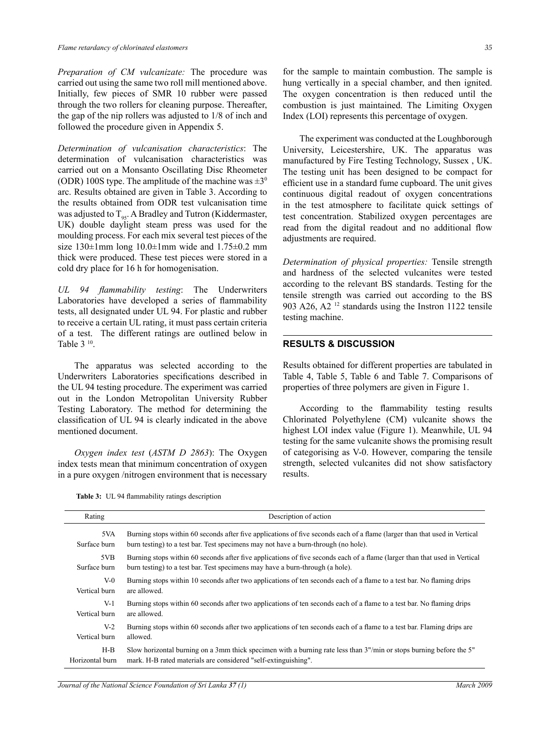*Preparation of CM vulcanizate:* The procedure was carried out using the same two roll mill mentioned above. Initially, few pieces of SMR 10 rubber were passed through the two rollers for cleaning purpose. Thereafter, the gap of the nip rollers was adjusted to 1/8 of inch and followed the procedure given in Appendix 5.

*Determination of vulcanisation characteristics*: The determination of vulcanisation characteristics was carried out on a Monsanto Oscillating Disc Rheometer (ODR) 100S type. The amplitude of the machine was $\pm 3^0$ arc. Results obtained are given in Table 3. According to the results obtained from ODR test vulcanisation time was adjusted to $T_{95}$. A Bradley and Tutron (Kiddermaster, UK) double daylight steam press was used for the moulding process. For each mix several test pieces of the size 130±1mm long 10.0±1mm wide and 1.75±0.2 mm thick were produced. These test pieces were stored in a cold dry place for 16 h for homogenisation.

*UL 94 flammability testing*: The Underwriters Laboratories have developed a series of flammability tests, all designated under UL 94. For plastic and rubber to receive a certain UL rating, it must pass certain criteria of a test. The different ratings are outlined below in Table 3 [10].

The apparatus was selected according to the Underwriters Laboratories specifications described in the UL 94 testing procedure. The experiment was carried out in the London Metropolitan University Rubber Testing Laboratory. The method for determining the classification of UL 94 is clearly indicated in the above mentioned document.

*Oxygen index test* (*ASTM D 2863*): The Oxygen index tests mean that minimum concentration of oxygen in a pure oxygen /nitrogen environment that is necessary for the sample to maintain combustion. The sample is hung vertically in a special chamber, and then ignited. The oxygen concentration is then reduced until the combustion is just maintained. The Limiting Oxygen Index (LOI) represents this percentage of oxygen.

The experiment was conducted at the Loughborough University, Leicestershire, UK. The apparatus was manufactured by Fire Testing Technology, Sussex , UK. The testing unit has been designed to be compact for efficient use in a standard fume cupboard. The unit gives continuous digital readout of oxygen concentrations in the test atmosphere to facilitate quick settings of test concentration. Stabilized oxygen percentages are read from the digital readout and no additional flow adjustments are required.

*Determination of physical properties:* Tensile strength and hardness of the selected vulcanites were tested according to the relevant BS standards. Testing for the tensile strength was carried out according to the BS 903 A26, A2 [12] standards using the Instron 1122 tensile testing machine.

## RESULTS & DISCUSSION

Results obtained for different properties are tabulated in Table 4, Table 5, Table 6 and Table 7. Comparisons of properties of three polymers are given in Figure 1.

According to the flammability testing results Chlorinated Polyethylene (CM) vulcanite shows the highest LOI index value (Figure 1). Meanwhile, UL 94 testing for the same vulcanite shows the promising result of categorising as V-0. However, comparing the tensile strength, selected vulcanites did not show satisfactory results.

**Table 3:** UL 94 flammability ratings description

| Rating | Description of action |
|---|---|
| 5VA Surface burn | Burning stops within 60 seconds after five applications of five seconds each of a flame (larger than that used in Vertical burn testing) to a test bar. Test specimens may not have a burn-through (no hole). |
| 5VB Surface burn | Burning stops within 60 seconds after five applications of five seconds each of a flame (larger than that used in Vertical burn testing) to a test bar. Test specimens may have a burn-through (a hole). |
| V-0 Vertical burn | Burning stops within 10 seconds after two applications of ten seconds each of a flame to a test bar. No flaming drips are allowed. |
| V-1 Vertical burn | Burning stops within 60 seconds after two applications of ten seconds each of a flame to a test bar. No flaming drips are allowed. |
| V-2 Vertical burn | Burning stops within 60 seconds after two applications of ten seconds each of a flame to a test bar. Flaming drips are allowed. |
| H-B Horizontal burn | Slow horizontal burning on a 3mm thick specimen with a burning rate less than 3"/min or stops burning before the 5" mark. H-B rated materials are considered "self-extinguishing". |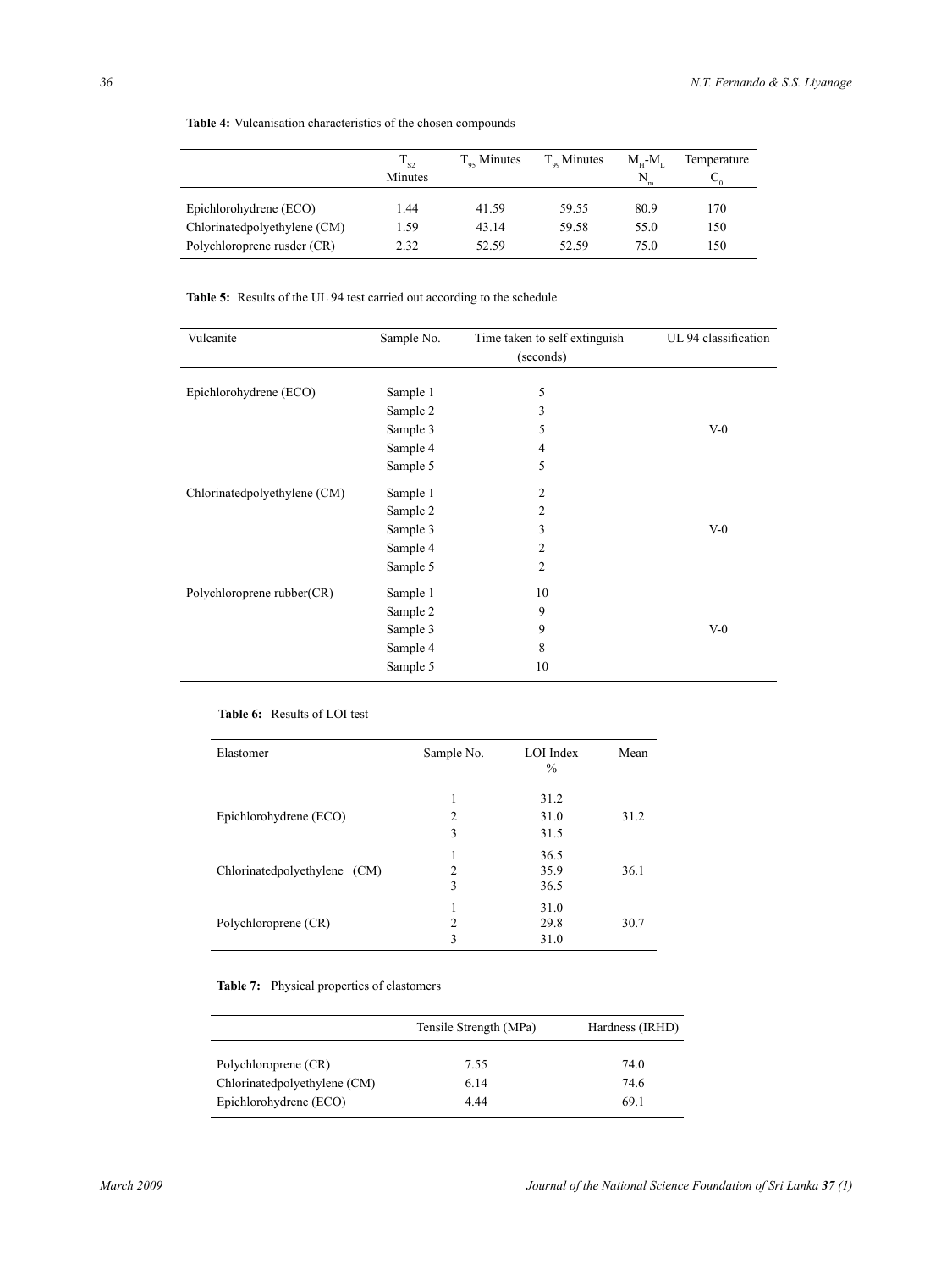**Table 4:** Vulcanisation characteristics of the chosen compounds

| | $T_{S2}$ Minutes | $T_{95}$ Minutes | $T_{99}$ Minutes | $M_H$-$M_L$ $N_m$ | Temperature $C_0$ |
|---|---|---|---|---|---|
| Epichlorohydrene (ECO) | 1.44 | 41.59 | 59.55 | 80.9 | 170 |
| Chlorinatedpolyethylene (CM) | 1.59 | 43.14 | 59.58 | 55.0 | 150 |
| Polychloroprene rusder (CR) | 2.32 | 52.59 | 52.59 | 75.0 | 150 |

**Table 5:** Results of the UL 94 test carried out according to the schedule

| Vulcanite | Sample No. | Time taken to self extinguish (seconds) | UL 94 classification |
|---|---|---|---|
| Epichlorohydrene (ECO) | Sample 1 | 5 | |
| | Sample 2 | 3 | |
| | Sample 3 | 5 | V-0 |
| | Sample 4 | 4 | |
| | Sample 5 | 5 | |
| Chlorinatedpolyethylene (CM) | Sample 1 | 2 | |
| | Sample 2 | 2 | |
| | Sample 3 | 3 | V-0 |
| | Sample 4 | 2 | |
| | Sample 5 | 2 | |
| Polychloroprene rubber(CR) | Sample 1 | 10 | |
| | Sample 2 | 9 | |
| | Sample 3 | 9 | V-0 |
| | Sample 4 | 8 | |
| | Sample 5 | 10 | |

**Table 6:** Results of LOI test

| Elastomer | Sample No. | LOI Index % | Mean |
|---|---|---|---|
| | 1 | 31.2 | |
| Epichlorohydrene (ECO) | 2 | 31.0 | 31.2 |
| | 3 | 31.5 | |
| | 1 | 36.5 | |
| Chlorinatedpolyethylene (CM) | 2 | 35.9 | 36.1 |
| | 3 | 36.5 | |
| | 1 | 31.0 | |
| Polychloroprene (CR) | 2 | 29.8 | 30.7 |
| | 3 | 31.0 | |

**Table 7:** Physical properties of elastomers

| | Tensile Strength (MPa) | Hardness (IRHD) |
|---|---|---|
| Polychloroprene (CR) | 7.55 | 74.0 |
| Chlorinatedpolyethylene (CM) | 6.14 | 74.6 |
| Epichlorohydrene (ECO) | 4.44 | 69.1 |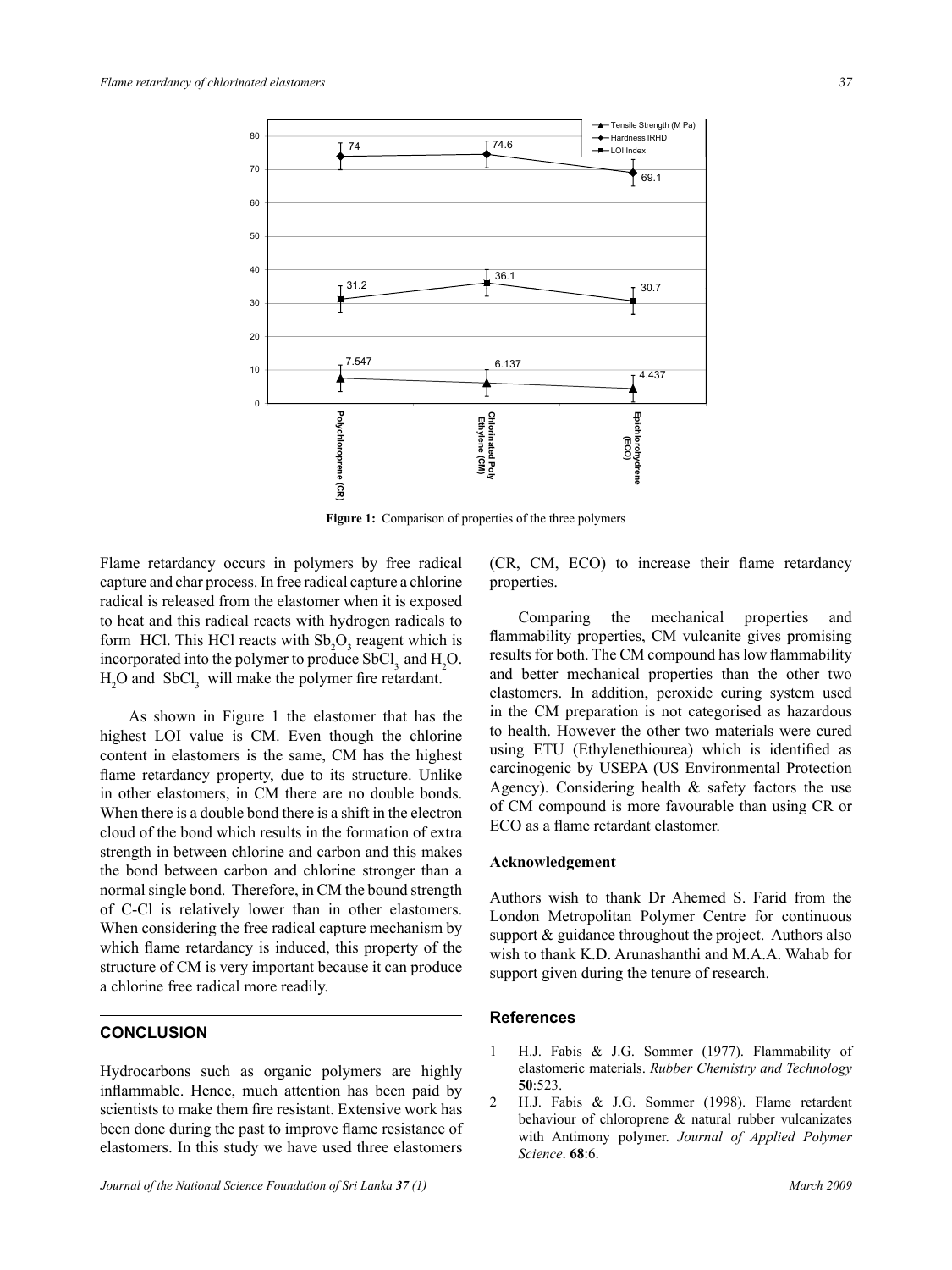**Figure 1:** Comparison of properties of the three polymers

Flame retardancy occurs in polymers by free radical capture and char process. In free radical capture a chlorine radical is released from the elastomer when it is exposed to heat and this radical reacts with hydrogen radicals to form HCl. This HCl reacts with $Sb_2O_3$ reagent which is incorporated into the polymer to produce $SbCl_3$ and $H_2O$. $H_2O$ and $SbCl_3$ will make the polymer fire retardant.

As shown in Figure 1 the elastomer that has the highest LOI value is CM. Even though the chlorine content in elastomers is the same, CM has the highest flame retardancy property, due to its structure. Unlike in other elastomers, in CM there are no double bonds. When there is a double bond there is a shift in the electron cloud of the bond which results in the formation of extra strength in between chlorine and carbon and this makes the bond between carbon and chlorine stronger than a normal single bond. Therefore, in CM the bound strength of C-Cl is relatively lower than in other elastomers. When considering the free radical capture mechanism by which flame retardancy is induced, this property of the structure of CM is very important because it can produce a chlorine free radical more readily.

## CONCLUSION

Hydrocarbons such as organic polymers are highly inflammable. Hence, much attention has been paid by scientists to make them fire resistant. Extensive work has been done during the past to improve flame resistance of elastomers. In this study we have used three elastomers (CR, CM, ECO) to increase their flame retardancy properties.

Comparing the mechanical properties and flammability properties, CM vulcanite gives promising results for both. The CM compound has low flammability and better mechanical properties than the other two elastomers. In addition, peroxide curing system used in the CM preparation is not categorised as hazardous to health. However the other two materials were cured using ETU (Ethylenethiourea) which is identified as carcinogenic by USEPA (US Environmental Protection Agency). Considering health & safety factors the use of CM compound is more favourable than using CR or ECO as a flame retardant elastomer.

### Acknowledgement

Authors wish to thank Dr Ahemed S. Farid from the London Metropolitan Polymer Centre for continuous support & guidance throughout the project. Authors also wish to thank K.D. Arunashanthi and M.A.A. Wahab for support given during the tenure of research.

## References

1. H.J. Fabis & J.G. Sommer (1977). Flammability of elastomeric materials. *Rubber Chemistry and Technology* **50**:523.
2. H.J. Fabis & J.G. Sommer (1998). Flame retardent behaviour of chloroprene & natural rubber vulcanizates with Antimony polymer. *Journal of Applied Polymer Science*. **68**:6.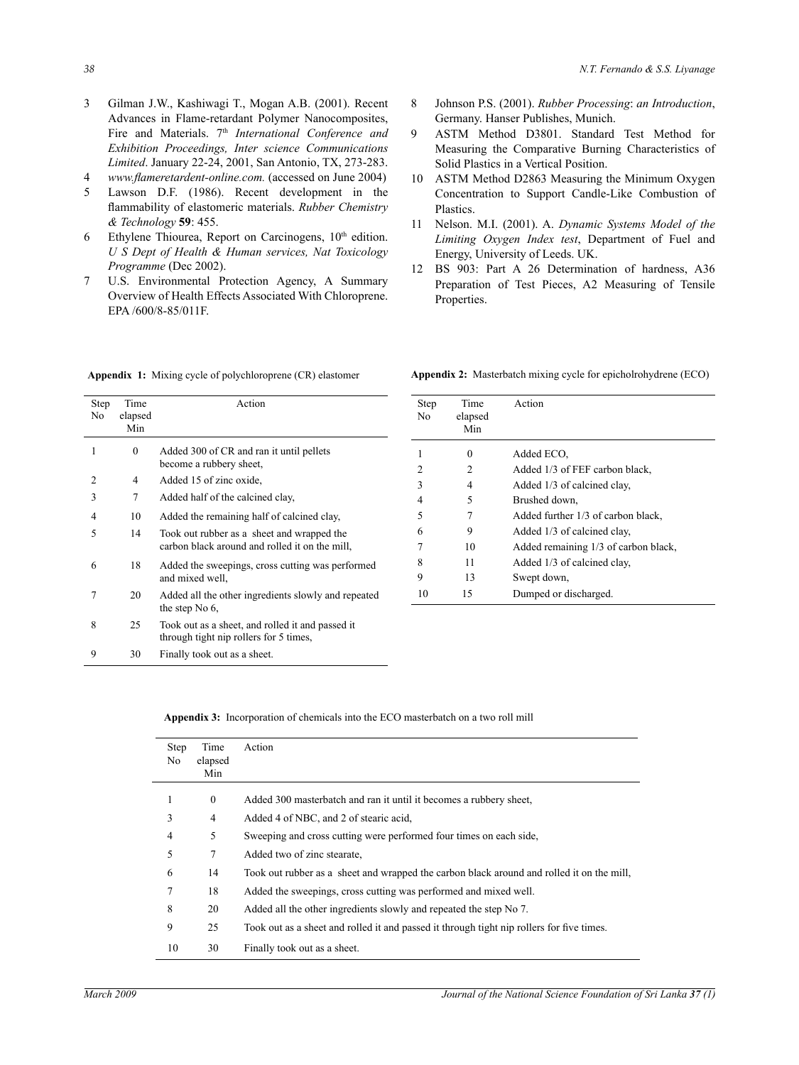3 Gilman J.W., Kashiwagi T., Mogan A.B. (2001). Recent Advances in Flame-retardant Polymer Nanocomposites, Fire and Materials. 7th *International Conference and Exhibition Proceedings, Inter science Communications Limited*. January 22-24, 2001, San Antonio, TX, 273-283.

4 *www.flameretardent-online.com.* (accessed on June 2004)

5 Lawson D.F. (1986). Recent development in the flammability of elastomeric materials. *Rubber Chemistry & Technology* **59**: 455.

6 Ethylene Thiourea, Report on Carcinogens, 10th edition. *U S Dept of Health & Human services, Nat Toxicology Programme* (Dec 2002).

7 U.S. Environmental Protection Agency, A Summary Overview of Health Effects Associated With Chloroprene. EPA /600/8-85/011F.

8 Johnson P.S. (2001). *Rubber Processing*: *an Introduction*, Germany. Hanser Publishes, Munich.

9 ASTM Method D3801. Standard Test Method for Measuring the Comparative Burning Characteristics of Solid Plastics in a Vertical Position.

10 ASTM Method D2863 Measuring the Minimum Oxygen Concentration to Support Candle-Like Combustion of Plastics.

11 Nelson. M.I. (2001). A. *Dynamic Systems Model of the Limiting Oxygen Index test*, Department of Fuel and Energy, University of Leeds. UK.

12 BS 903: Part A 26 Determination of hardness, A36 Preparation of Test Pieces, A2 Measuring of Tensile Properties.

**Appendix 1:** Mixing cycle of polychloroprene (CR) elastomer

| Step No | Time elapsed Min | Action |
|---|---|---|
| 1 | 0 | Added 300 of CR and ran it until pellets become a rubbery sheet, |
| 2 | 4 | Added 15 of zinc oxide, |
| 3 | 7 | Added half of the calcined clay, |
| 4 | 10 | Added the remaining half of calcined clay, |
| 5 | 14 | Took out rubber as a sheet and wrapped the carbon black around and rolled it on the mill, |
| 6 | 18 | Added the sweepings, cross cutting was performed and mixed well, |
| 7 | 20 | Added all the other ingredients slowly and repeated the step No 6, |
| 8 | 25 | Took out as a sheet, and rolled it and passed it through tight nip rollers for 5 times, |
| 9 | 30 | Finally took out as a sheet. |

**Appendix 2:** Masterbatch mixing cycle for epicholrohydrene (ECO)

| Step No | Time elapsed Min | Action |
|---|---|---|
| 1 | 0 | Added ECO, |
| 2 | 2 | Added 1/3 of FEF carbon black, |
| 3 | 4 | Added 1/3 of calcined clay, |
| 4 | 5 | Brushed down, |
| 5 | 7 | Added further 1/3 of carbon black, |
| 6 | 9 | Added 1/3 of calcined clay, |
| 7 | 10 | Added remaining 1/3 of carbon black, |
| 8 | 11 | Added 1/3 of calcined clay, |
| 9 | 13 | Swept down, |
| 10 | 15 | Dumped or discharged. |

**Appendix 3:** Incorporation of chemicals into the ECO masterbatch on a two roll mill

| Step No | Time elapsed Min | Action |
|---|---|---|
| 1 | 0 | Added 300 masterbatch and ran it until it becomes a rubbery sheet, |
| 3 | 4 | Added 4 of NBC, and 2 of stearic acid, |
| 4 | 5 | Sweeping and cross cutting were performed four times on each side, |
| 5 | 7 | Added two of zinc stearate, |
| 6 | 14 | Took out rubber as a sheet and wrapped the carbon black around and rolled it on the mill, |
| 7 | 18 | Added the sweepings, cross cutting was performed and mixed well. |
| 8 | 20 | Added all the other ingredients slowly and repeated the step No 7. |
| 9 | 25 | Took out as a sheet and rolled it and passed it through tight nip rollers for five times. |
| 10 | 30 | Finally took out as a sheet. |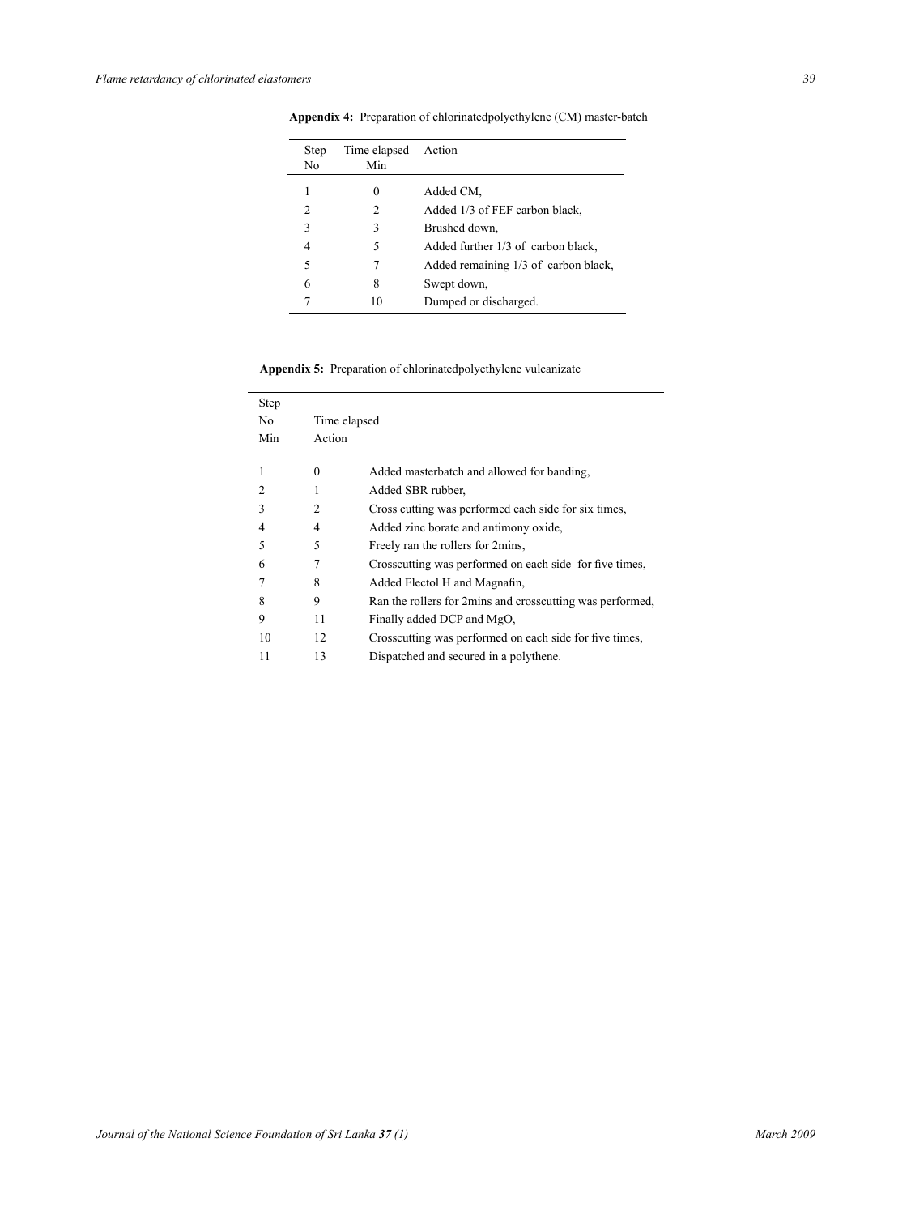**Appendix 4:** Preparation of chlorinatedpolyethylene (CM) master-batch

| Step No | Time elapsed Min | Action |
|---|---|---|
| 1 | 0 | Added CM, |
| 2 | 2 | Added 1/3 of FEF carbon black, |
| 3 | 3 | Brushed down, |
| 4 | 5 | Added further 1/3 of carbon black, |
| 5 | 7 | Added remaining 1/3 of carbon black, |
| 6 | 8 | Swept down, |
| 7 | 10 | Dumped or discharged. |

**Appendix 5:** Preparation of chlorinatedpolyethylene vulcanizate

| Step No Min | Time elapsed Action | |
|---|---|---|
| 1 | 0 | Added masterbatch and allowed for banding, |
| 2 | 1 | Added SBR rubber, |
| 3 | 2 | Cross cutting was performed each side for six times, |
| 4 | 4 | Added zinc borate and antimony oxide, |
| 5 | 5 | Freely ran the rollers for 2mins, |
| 6 | 7 | Crosscutting was performed on each side for five times, |
| 7 | 8 | Added Flectol H and Magnafin, |
| 8 | 9 | Ran the rollers for 2mins and crosscutting was performed, |
| 9 | 11 | Finally added DCP and MgO, |
| 10 | 12 | Crosscutting was performed on each side for five times, |
| 11 | 13 | Dispatched and secured in a polythene. |